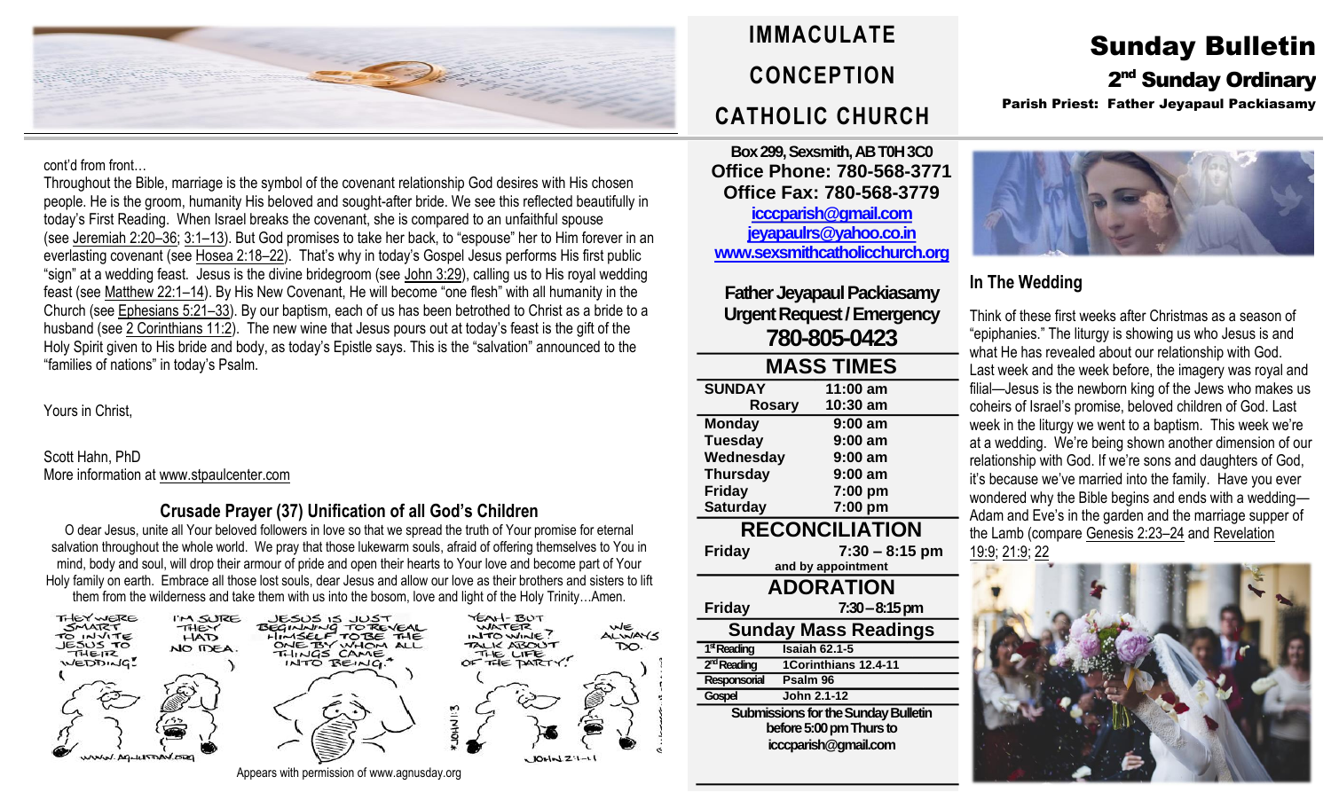# IMMACULATE CONCEPTION CATHOLIC CHURCH

# Sunday Bulletin

## 2nd Sunday Ordinary

**Parish Priest: Father Jeyapaul Packiasamy**

cont'd from front…

Throughout the Bible, marriage is the symbol of the covenant relationship God desires with His chosen people. He is the groom, humanity His beloved and sought-after bride. We see this reflected beautifully in today's First Reading. When Israel breaks the covenant, she is compared to an unfaithful spouse (see Jeremiah 2:20–36; 3:1–13). But God promises to take her back, to "espouse" her to Him forever in an everlasting covenant (see Hosea 2:18–22). That's why in today's Gospel Jesus performs His first public "sign" at a wedding feast. Jesus is the divine bridegroom (see John 3:29), calling us to His royal wedding feast (see Matthew 22:1–14). By His New Covenant, He will become "one flesh" with all humanity in the Church (see Ephesians 5:21–33). By our baptism, each of us has been betrothed to Christ as a bride to a husband (see 2 Corinthians 11:2). The new wine that Jesus pours out at today's feast is the gift of the Holy Spirit given to His bride and body, as today's Epistle says. This is the "salvation" announced to the "families of nations" in today's Psalm.

Yours in Christ,

Scott Hahn, PhD
More information at www.stpaulcenter.com

### Crusade Prayer (37) Unification of all God's Children

O dear Jesus, unite all Your beloved followers in love so that we spread the truth of Your promise for eternal salvation throughout the whole world. We pray that those lukewarm souls, afraid of offering themselves to You in mind, body and soul, will drop their armour of pride and open their hearts to Your love and become part of Your Holy family on earth. Embrace all those lost souls, dear Jesus and allow our love as their brothers and sisters to lift them from the wilderness and take them with us into the bosom, love and light of the Holy Trinity…Amen.

Appears with permission of www.agnusday.org

Box 299, Sexsmith, AB T0H 3C0
**Office Phone: 780-568-3771**
**Office Fax: 780-568-3779**
icccparish@gmail.com
jeyapaulrs@yahoo.co.in
www.sexsmithcatholicchurch.org

**Father Jeyapaul Packiasamy**
**Urgent Request / Emergency**
**780-805-0423**

### MASS TIMES

| | |
|---|---|
| **SUNDAY** | **11:00 am** |
| **Rosary** | **10:30 am** |
| **Monday** | **9:00 am** |
| **Tuesday** | **9:00 am** |
| **Wednesday** | **9:00 am** |
| **Thursday** | **9:00 am** |
| **Friday** | **7:00 pm** |
| **Saturday** | **7:00 pm** |

### RECONCILIATION

**Friday** **7:30 – 8:15 pm**
and by appointment

### ADORATION

**Friday** **7:30 – 8:15 pm**

### Sunday Mass Readings

| | |
|---|---|
| 1st Reading | Isaiah 62.1-5 |
| 2nd Reading | 1Corinthians 12.4-11 |
| Responsorial | Psalm 96 |
| Gospel | John 2.1-12 |

**Submissions for the Sunday Bulletin before 5:00 pm Thurs to icccparish@gmail.com**

### In The Wedding

Think of these first weeks after Christmas as a season of "epiphanies." The liturgy is showing us who Jesus is and what He has revealed about our relationship with God. Last week and the week before, the imagery was royal and filial—Jesus is the newborn king of the Jews who makes us coheirs of Israel's promise, beloved children of God. Last week in the liturgy we went to a baptism. This week we're at a wedding. We're being shown another dimension of our relationship with God. If we're sons and daughters of God, it's because we've married into the family. Have you ever wondered why the Bible begins and ends with a wedding—Adam and Eve's in the garden and the marriage supper of the Lamb (compare Genesis 2:23–24 and Revelation 19:9; 21:9; 22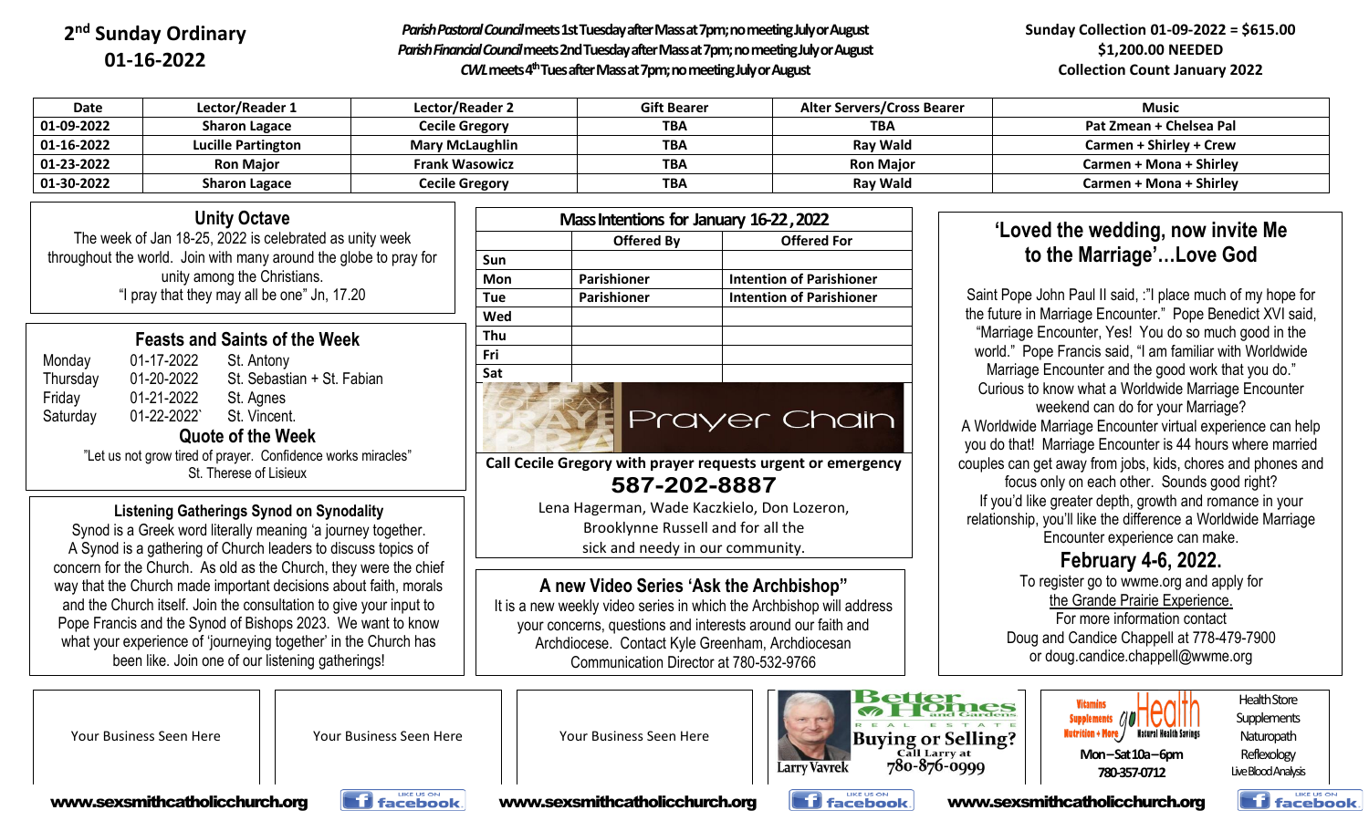# 2nd Sunday Ordinary 01-16-2022

***Parish Pastoral Council*** **meets 1st Tuesday after Mass at 7pm; no meeting July or August**
***Parish Financial Council*** **meets 2nd Tuesday after Mass at 7pm; no meeting July or August**
***CWL*** **meets 4th Tues after Mass at 7pm; no meeting July or August**

**Sunday Collection 01-09-2022 = $615.00**
**$1,200.00 NEEDED**
**Collection Count January 2022**

| Date | Lector/Reader 1 | Lector/Reader 2 | Gift Bearer | Alter Servers/Cross Bearer | Music |
|---|---|---|---|---|---|
| 01-09-2022 | Sharon Lagace | Cecile Gregory | TBA | TBA | Pat Zmean + Chelsea Pal |
| 01-16-2022 | Lucille Partington | Mary McLaughlin | TBA | Ray Wald | Carmen + Shirley + Crew |
| 01-23-2022 | Ron Major | Frank Wasowicz | TBA | Ron Major | Carmen + Mona + Shirley |
| 01-30-2022 | Sharon Lagace | Cecile Gregory | TBA | Ray Wald | Carmen + Mona + Shirley |

## Unity Octave

The week of Jan 18-25, 2022 is celebrated as unity week throughout the world. Join with many around the globe to pray for unity among the Christians.
"I pray that they may all be one" Jn, 17.20

## Feasts and Saints of the Week

| | | |
|---|---|---|
| Monday | 01-17-2022 | St. Antony |
| Thursday | 01-20-2022 | St. Sebastian + St. Fabian |
| Friday | 01-21-2022 | St. Agnes |
| Saturday | 01-22-2022` | St. Vincent. |

### Quote of the Week

"Let us not grow tired of prayer. Confidence works miracles"
St. Therese of Lisieux

## Listening Gatherings Synod on Synodality

Synod is a Greek word literally meaning 'a journey together. A Synod is a gathering of Church leaders to discuss topics of concern for the Church. As old as the Church, they were the chief way that the Church made important decisions about faith, morals and the Church itself. Join the consultation to give your input to Pope Francis and the Synod of Bishops 2023. We want to know what your experience of 'journeying together' in the Church has been like. Join one of our listening gatherings!

## Mass Intentions for January 16-22, 2022

| | Offered By | Offered For |
|---|---|---|
| Sun | | |
| Mon | Parishioner | Intention of Parishioner |
| Tue | Parishioner | Intention of Parishioner |
| Wed | | |
| Thu | | |
| Fri | | |
| Sat | | |

## Prayer Chain

**Call Cecile Gregory with prayer requests urgent or emergency**

**587-202-8887**

Lena Hagerman, Wade Kaczkielo, Don Lozeron, Brooklynne Russell and for all the sick and needy in our community.

## A new Video Series 'Ask the Archbishop"

It is a new weekly video series in which the Archbishop will address your concerns, questions and interests around our faith and Archdiocese. Contact Kyle Greenham, Archdiocesan Communication Director at 780-532-9766

## 'Loved the wedding, now invite Me to the Marriage'…Love God

Saint Pope John Paul II said, :"I place much of my hope for the future in Marriage Encounter." Pope Benedict XVI said, "Marriage Encounter, Yes! You do so much good in the world." Pope Francis said, "I am familiar with Worldwide Marriage Encounter and the good work that you do."
Curious to know what a Worldwide Marriage Encounter weekend can do for your Marriage?
A Worldwide Marriage Encounter virtual experience can help you do that! Marriage Encounter is 44 hours where married couples can get away from jobs, kids, chores and phones and focus only on each other. Sounds good right?
If you'd like greater depth, growth and romance in your relationship, you'll like the difference a Worldwide Marriage Encounter experience can make.

### February 4-6, 2022.

To register go to wwme.org and apply for the Grande Prairie Experience.
For more information contact
Doug and Candice Chappell at 778-479-7900
or doug.candice.chappell@wwme.org

Your Business Seen Here

Your Business Seen Here

Your Business Seen Here

Better Homes and Gardens Real Estate — Buying or Selling? Call Larry at 780-876-0999 — Larry Vavrek

Vitamins, Supplements, Nutrition + More — go Health — Natural Health Savings — Mon – Sat 10a – 6pm — 780-357-0712 — Health Store, Supplements, Naturopath, Reflexology, Live Blood Analysis

www.sexsmithcatholicchurch.org — Like us on facebook